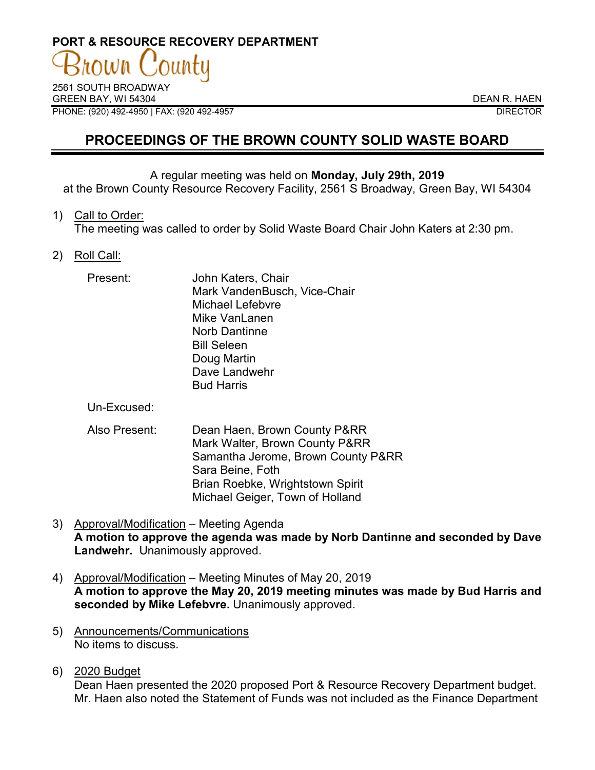**PORT & RESOURCE RECOVERY DEPARTMENT**

Brown County

2561 SOUTH BROADWAY
GREEN BAY, WI 54304
PHONE: (920) 492-4950 | FAX: (920 492-4957

DEAN R. HAEN
DIRECTOR

# PROCEEDINGS OF THE BROWN COUNTY SOLID WASTE BOARD

A regular meeting was held on **Monday, July 29th, 2019**
at the Brown County Resource Recovery Facility, 2561 S Broadway, Green Bay, WI 54304

1) Call to Order:
The meeting was called to order by Solid Waste Board Chair John Katers at 2:30 pm.

2) Roll Call:

Present:
John Katers, Chair
Mark VandenBusch, Vice-Chair
Michael Lefebvre
Mike VanLanen
Norb Dantinne
Bill Seleen
Doug Martin
Dave Landwehr
Bud Harris

Un-Excused:

Also Present:
Dean Haen, Brown County P&RR
Mark Walter, Brown County P&RR
Samantha Jerome, Brown County P&RR
Sara Beine, Foth
Brian Roebke, Wrightstown Spirit
Michael Geiger, Town of Holland

3) Approval/Modification – Meeting Agenda
**A motion to approve the agenda was made by Norb Dantinne and seconded by Dave Landwehr.** Unanimously approved.

4) Approval/Modification – Meeting Minutes of May 20, 2019
**A motion to approve the May 20, 2019 meeting minutes was made by Bud Harris and seconded by Mike Lefebvre.** Unanimously approved.

5) Announcements/Communications
No items to discuss.

6) 2020 Budget
Dean Haen presented the 2020 proposed Port & Resource Recovery Department budget. Mr. Haen also noted the Statement of Funds was not included as the Finance Department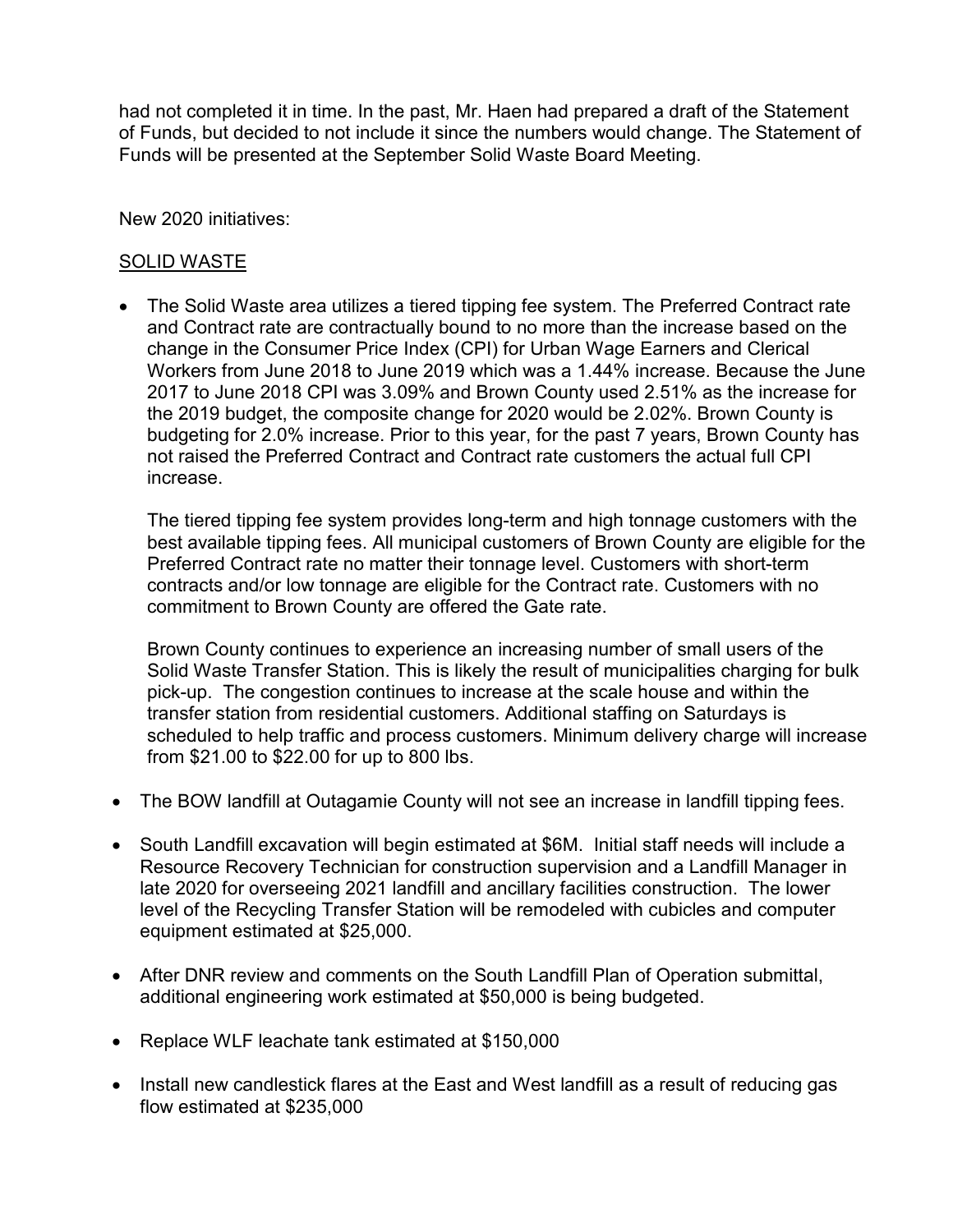had not completed it in time. In the past, Mr. Haen had prepared a draft of the Statement of Funds, but decided to not include it since the numbers would change. The Statement of Funds will be presented at the September Solid Waste Board Meeting.

New 2020 initiatives:

<u>SOLID WASTE</u>

- The Solid Waste area utilizes a tiered tipping fee system. The Preferred Contract rate and Contract rate are contractually bound to no more than the increase based on the change in the Consumer Price Index (CPI) for Urban Wage Earners and Clerical Workers from June 2018 to June 2019 which was a 1.44% increase. Because the June 2017 to June 2018 CPI was 3.09% and Brown County used 2.51% as the increase for the 2019 budget, the composite change for 2020 would be 2.02%. Brown County is budgeting for 2.0% increase. Prior to this year, for the past 7 years, Brown County has not raised the Preferred Contract and Contract rate customers the actual full CPI increase.

  The tiered tipping fee system provides long-term and high tonnage customers with the best available tipping fees. All municipal customers of Brown County are eligible for the Preferred Contract rate no matter their tonnage level. Customers with short-term contracts and/or low tonnage are eligible for the Contract rate. Customers with no commitment to Brown County are offered the Gate rate.

  Brown County continues to experience an increasing number of small users of the Solid Waste Transfer Station. This is likely the result of municipalities charging for bulk pick-up. The congestion continues to increase at the scale house and within the transfer station from residential customers. Additional staffing on Saturdays is scheduled to help traffic and process customers. Minimum delivery charge will increase from $21.00 to $22.00 for up to 800 lbs.

- The BOW landfill at Outagamie County will not see an increase in landfill tipping fees.

- South Landfill excavation will begin estimated at $6M. Initial staff needs will include a Resource Recovery Technician for construction supervision and a Landfill Manager in late 2020 for overseeing 2021 landfill and ancillary facilities construction. The lower level of the Recycling Transfer Station will be remodeled with cubicles and computer equipment estimated at $25,000.

- After DNR review and comments on the South Landfill Plan of Operation submittal, additional engineering work estimated at $50,000 is being budgeted.

- Replace WLF leachate tank estimated at $150,000

- Install new candlestick flares at the East and West landfill as a result of reducing gas flow estimated at $235,000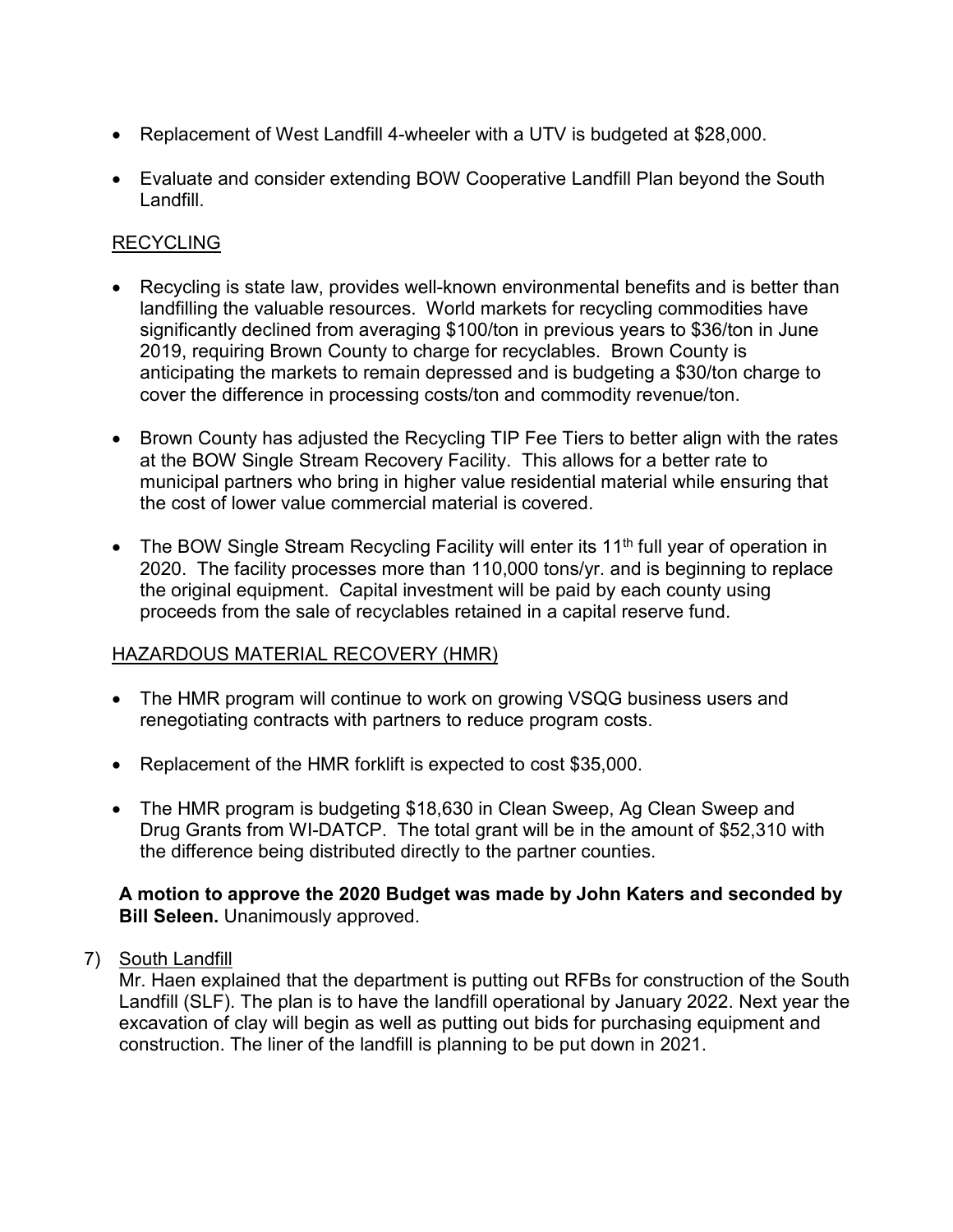- Replacement of West Landfill 4-wheeler with a UTV is budgeted at $28,000.
- Evaluate and consider extending BOW Cooperative Landfill Plan beyond the South Landfill.

<u>RECYCLING</u>

- Recycling is state law, provides well-known environmental benefits and is better than landfilling the valuable resources. World markets for recycling commodities have significantly declined from averaging $100/ton in previous years to $36/ton in June 2019, requiring Brown County to charge for recyclables. Brown County is anticipating the markets to remain depressed and is budgeting a $30/ton charge to cover the difference in processing costs/ton and commodity revenue/ton.
- Brown County has adjusted the Recycling TIP Fee Tiers to better align with the rates at the BOW Single Stream Recovery Facility. This allows for a better rate to municipal partners who bring in higher value residential material while ensuring that the cost of lower value commercial material is covered.
- The BOW Single Stream Recycling Facility will enter its 11th full year of operation in 2020. The facility processes more than 110,000 tons/yr. and is beginning to replace the original equipment. Capital investment will be paid by each county using proceeds from the sale of recyclables retained in a capital reserve fund.

<u>HAZARDOUS MATERIAL RECOVERY (HMR)</u>

- The HMR program will continue to work on growing VSQG business users and renegotiating contracts with partners to reduce program costs.
- Replacement of the HMR forklift is expected to cost $35,000.
- The HMR program is budgeting $18,630 in Clean Sweep, Ag Clean Sweep and Drug Grants from WI-DATCP. The total grant will be in the amount of $52,310 with the difference being distributed directly to the partner counties.

**A motion to approve the 2020 Budget was made by John Katers and seconded by Bill Seleen.** Unanimously approved.

7) <u>South Landfill</u>

   Mr. Haen explained that the department is putting out RFBs for construction of the South Landfill (SLF). The plan is to have the landfill operational by January 2022. Next year the excavation of clay will begin as well as putting out bids for purchasing equipment and construction. The liner of the landfill is planning to be put down in 2021.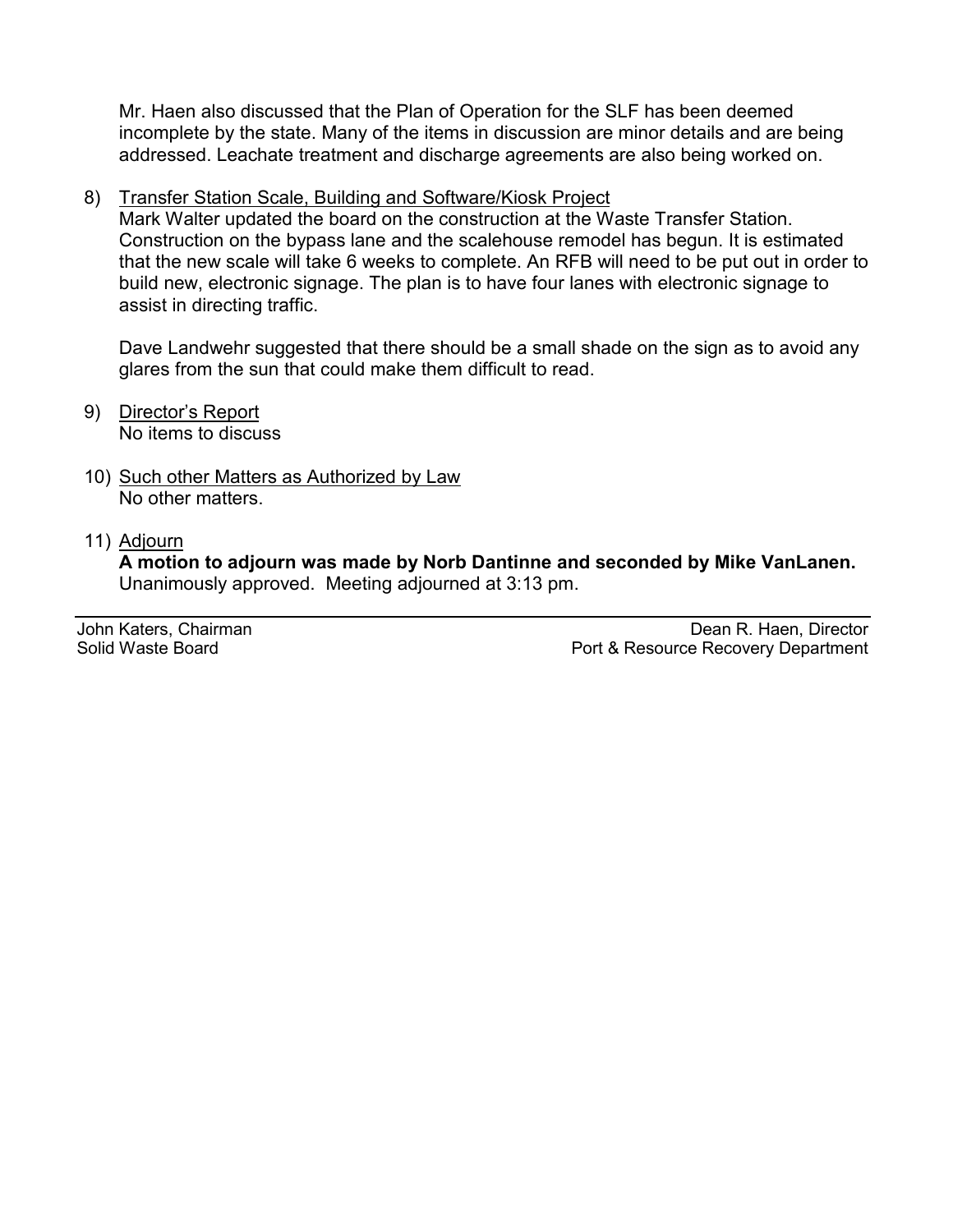Mr. Haen also discussed that the Plan of Operation for the SLF has been deemed incomplete by the state. Many of the items in discussion are minor details and are being addressed. Leachate treatment and discharge agreements are also being worked on.

8) Transfer Station Scale, Building and Software/Kiosk Project
   Mark Walter updated the board on the construction at the Waste Transfer Station. Construction on the bypass lane and the scalehouse remodel has begun. It is estimated that the new scale will take 6 weeks to complete. An RFB will need to be put out in order to build new, electronic signage. The plan is to have four lanes with electronic signage to assist in directing traffic.

   Dave Landwehr suggested that there should be a small shade on the sign as to avoid any glares from the sun that could make them difficult to read.

9) Director's Report
   No items to discuss

10) Such other Matters as Authorized by Law
    No other matters.

11) Adjourn
    **A motion to adjourn was made by Norb Dantinne and seconded by Mike VanLanen.** Unanimously approved. Meeting adjourned at 3:13 pm.

---

John Katers, Chairman
Solid Waste Board

Dean R. Haen, Director
Port & Resource Recovery Department